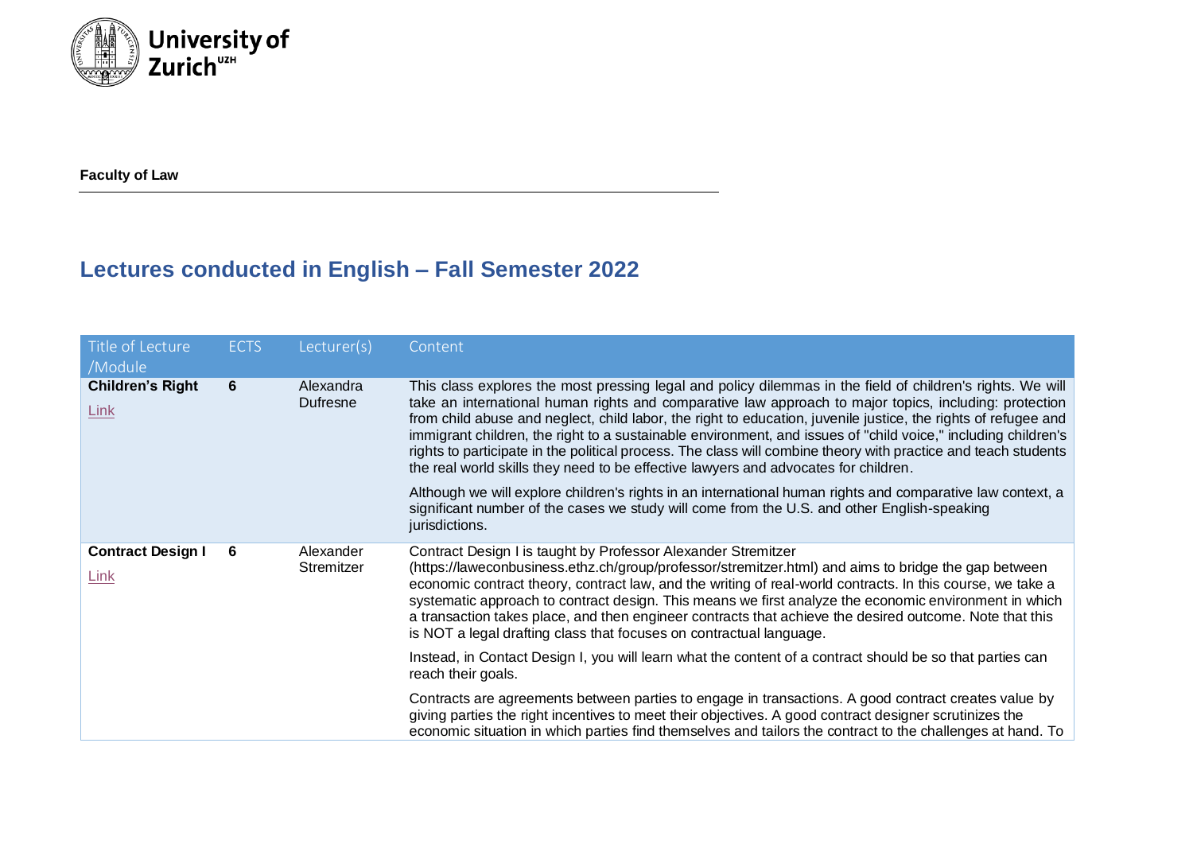**Faculty of Law**

## Lectures conducted in English – Fall Semester 2022

| Title of Lecture /Module | ECTS | Lecturer(s) | Content |
|---|---|---|---|
| **Children's Right** Link | **6** | Alexandra Dufresne | This class explores the most pressing legal and policy dilemmas in the field of children's rights. We will take an international human rights and comparative law approach to major topics, including: protection from child abuse and neglect, child labor, the right to education, juvenile justice, the rights of refugee and immigrant children, the right to a sustainable environment, and issues of "child voice," including children's rights to participate in the political process. The class will combine theory with practice and teach students the real world skills they need to be effective lawyers and advocates for children. Although we will explore children's rights in an international human rights and comparative law context, a significant number of the cases we study will come from the U.S. and other English-speaking jurisdictions. |
| **Contract Design I** Link | **6** | Alexander Stremitzer | Contract Design I is taught by Professor Alexander Stremitzer (https://laweconbusiness.ethz.ch/group/professor/stremitzer.html) and aims to bridge the gap between economic contract theory, contract law, and the writing of real-world contracts. In this course, we take a systematic approach to contract design. This means we first analyze the economic environment in which a transaction takes place, and then engineer contracts that achieve the desired outcome. Note that this is NOT a legal drafting class that focuses on contractual language. Instead, in Contact Design I, you will learn what the content of a contract should be so that parties can reach their goals. Contracts are agreements between parties to engage in transactions. A good contract creates value by giving parties the right incentives to meet their objectives. A good contract designer scrutinizes the economic situation in which parties find themselves and tailors the contract to the challenges at hand. To |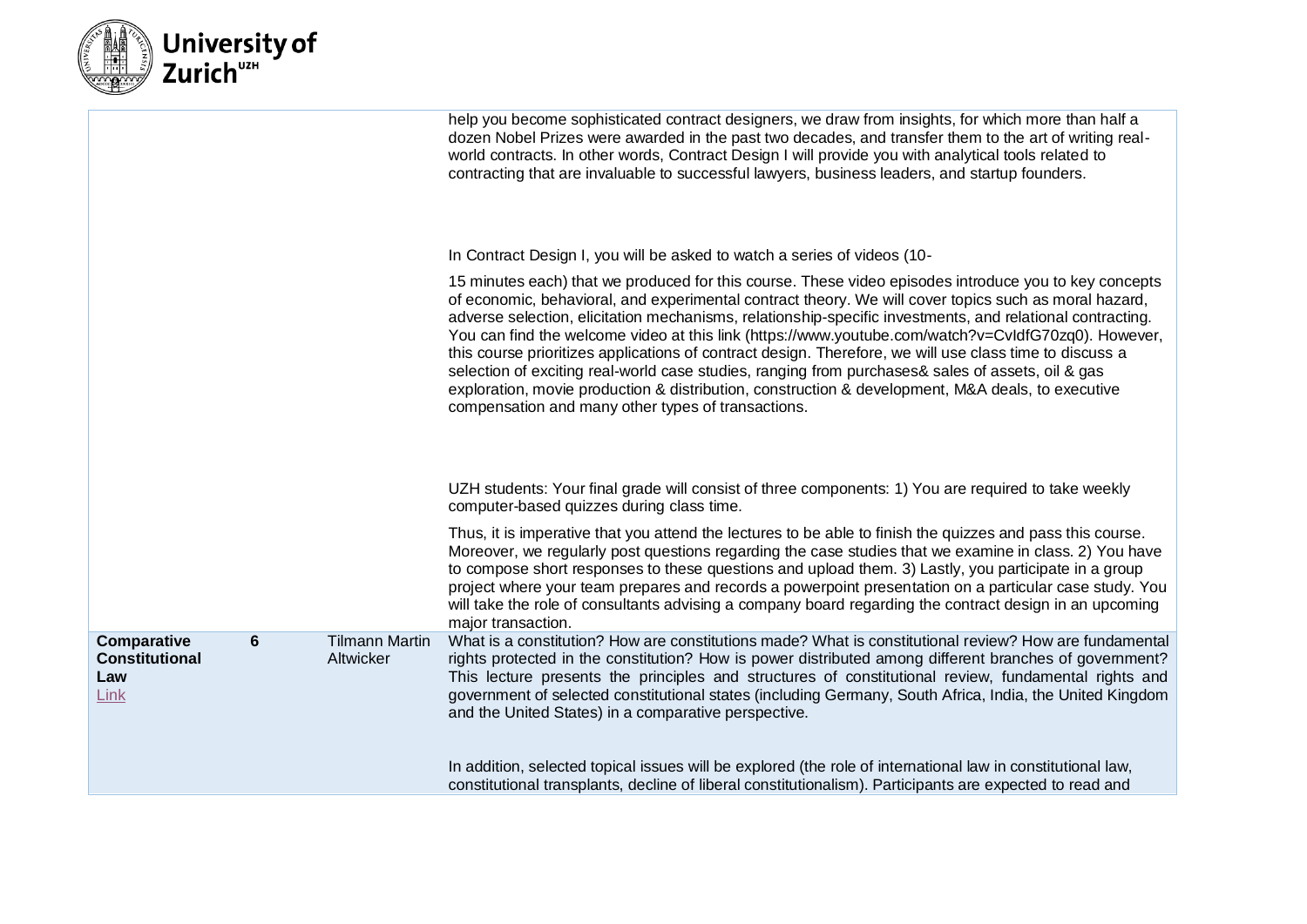| | | | |
|---|---|---|---|
| | | | help you become sophisticated contract designers, we draw from insights, for which more than half a dozen Nobel Prizes were awarded in the past two decades, and transfer them to the art of writing real-world contracts. In other words, Contract Design I will provide you with analytical tools related to contracting that are invaluable to successful lawyers, business leaders, and startup founders.<br><br>In Contract Design I, you will be asked to watch a series of videos (10-<br><br>15 minutes each) that we produced for this course. These video episodes introduce you to key concepts of economic, behavioral, and experimental contract theory. We will cover topics such as moral hazard, adverse selection, elicitation mechanisms, relationship-specific investments, and relational contracting. You can find the welcome video at this link (https://www.youtube.com/watch?v=CvIdfG70zq0). However, this course prioritizes applications of contract design. Therefore, we will use class time to discuss a selection of exciting real-world case studies, ranging from purchases& sales of assets, oil & gas exploration, movie production & distribution, construction & development, M&A deals, to executive compensation and many other types of transactions.<br><br>UZH students: Your final grade will consist of three components: 1) You are required to take weekly computer-based quizzes during class time.<br><br>Thus, it is imperative that you attend the lectures to be able to finish the quizzes and pass this course. Moreover, we regularly post questions regarding the case studies that we examine in class. 2) You have to compose short responses to these questions and upload them. 3) Lastly, you participate in a group project where your team prepares and records a powerpoint presentation on a particular case study. You will take the role of consultants advising a company board regarding the contract design in an upcoming major transaction. |
| **Comparative Constitutional Law**<br>Link | **6** | Tilmann Martin Altwicker | What is a constitution? How are constitutions made? What is constitutional review? How are fundamental rights protected in the constitution? How is power distributed among different branches of government? This lecture presents the principles and structures of constitutional review, fundamental rights and government of selected constitutional states (including Germany, South Africa, India, the United Kingdom and the United States) in a comparative perspective.<br><br>In addition, selected topical issues will be explored (the role of international law in constitutional law, constitutional transplants, decline of liberal constitutionalism). Participants are expected to read and |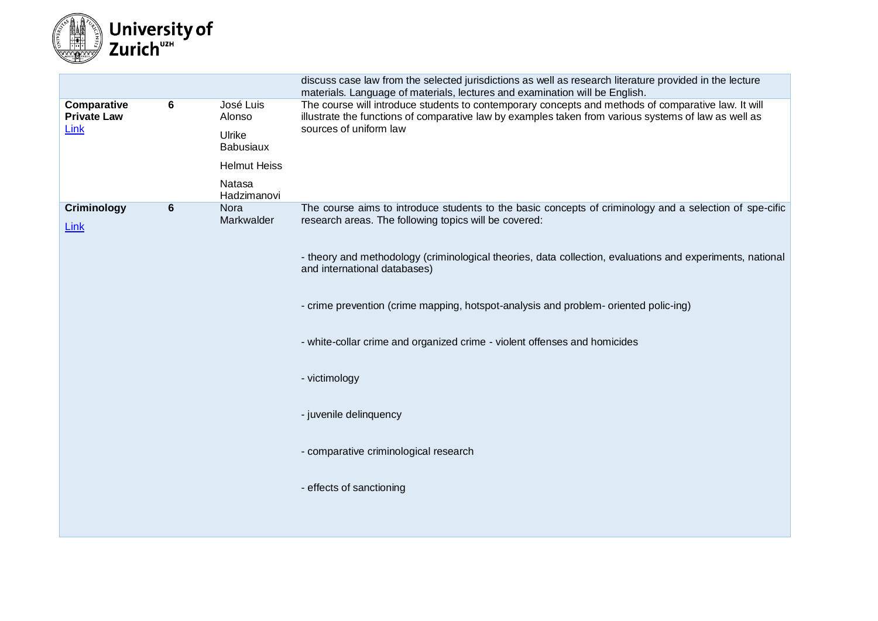| | | | |
|---|---|---|---|
| | | | discuss case law from the selected jurisdictions as well as research literature provided in the lecture materials. Language of materials, lectures and examination will be English. |
| **Comparative Private Law** [Link] | **6** | José Luis Alonso<br>Ulrike Babusiaux<br>Helmut Heiss<br>Natasa Hadzimanovi | The course will introduce students to contemporary concepts and methods of comparative law. It will illustrate the functions of comparative law by examples taken from various systems of law as well as sources of uniform law |
| **Criminology** [Link] | **6** | Nora Markwalder | The course aims to introduce students to the basic concepts of criminology and a selection of spe-cific research areas. The following topics will be covered:<br><br>- theory and methodology (criminological theories, data collection, evaluations and experiments, national and international databases)<br><br>- crime prevention (crime mapping, hotspot-analysis and problem- oriented polic-ing)<br><br>- white-collar crime and organized crime - violent offenses and homicides<br><br>- victimology<br><br>- juvenile delinquency<br><br>- comparative criminological research<br><br>- effects of sanctioning |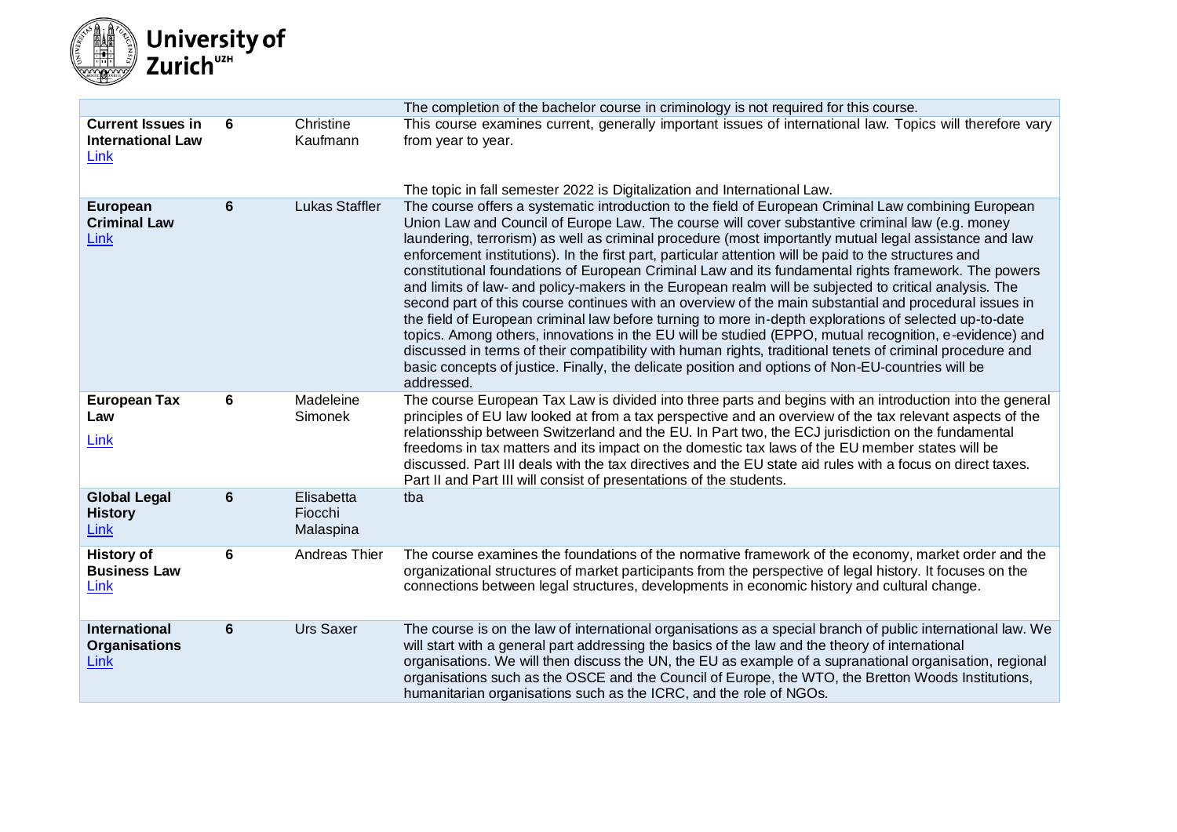| | | | |
|---|---|---|---|
| | | | The completion of the bachelor course in criminology is not required for this course. |
| **Current Issues in International Law** [Link] | **6** | Christine Kaufmann | This course examines current, generally important issues of international law. Topics will therefore vary from year to year.<br><br>The topic in fall semester 2022 is Digitalization and International Law. |
| **European Criminal Law** [Link] | **6** | Lukas Staffler | The course offers a systematic introduction to the field of European Criminal Law combining European Union Law and Council of Europe Law. The course will cover substantive criminal law (e.g. money laundering, terrorism) as well as criminal procedure (most importantly mutual legal assistance and law enforcement institutions). In the first part, particular attention will be paid to the structures and constitutional foundations of European Criminal Law and its fundamental rights framework. The powers and limits of law- and policy-makers in the European realm will be subjected to critical analysis. The second part of this course continues with an overview of the main substantial and procedural issues in the field of European criminal law before turning to more in-depth explorations of selected up-to-date topics. Among others, innovations in the EU will be studied (EPPO, mutual recognition, e-evidence) and discussed in terms of their compatibility with human rights, traditional tenets of criminal procedure and basic concepts of justice. Finally, the delicate position and options of Non-EU-countries will be addressed. |
| **European Tax Law** [Link] | **6** | Madeleine Simonek | The course European Tax Law is divided into three parts and begins with an introduction into the general principles of EU law looked at from a tax perspective and an overview of the tax relevant aspects of the relationsship between Switzerland and the EU. In Part two, the ECJ jurisdiction on the fundamental freedoms in tax matters and its impact on the domestic tax laws of the EU member states will be discussed. Part III deals with the tax directives and the EU state aid rules with a focus on direct taxes. Part II and Part III will consist of presentations of the students. |
| **Global Legal History** [Link] | **6** | Elisabetta Fiocchi Malaspina | tba |
| **History of Business Law** [Link] | **6** | Andreas Thier | The course examines the foundations of the normative framework of the economy, market order and the organizational structures of market participants from the perspective of legal history. It focuses on the connections between legal structures, developments in economic history and cultural change. |
| **International Organisations** [Link] | **6** | Urs Saxer | The course is on the law of international organisations as a special branch of public international law. We will start with a general part addressing the basics of the law and the theory of international organisations. We will then discuss the UN, the EU as example of a supranational organisation, regional organisations such as the OSCE and the Council of Europe, the WTO, the Bretton Woods Institutions, humanitarian organisations such as the ICRC, and the role of NGOs. |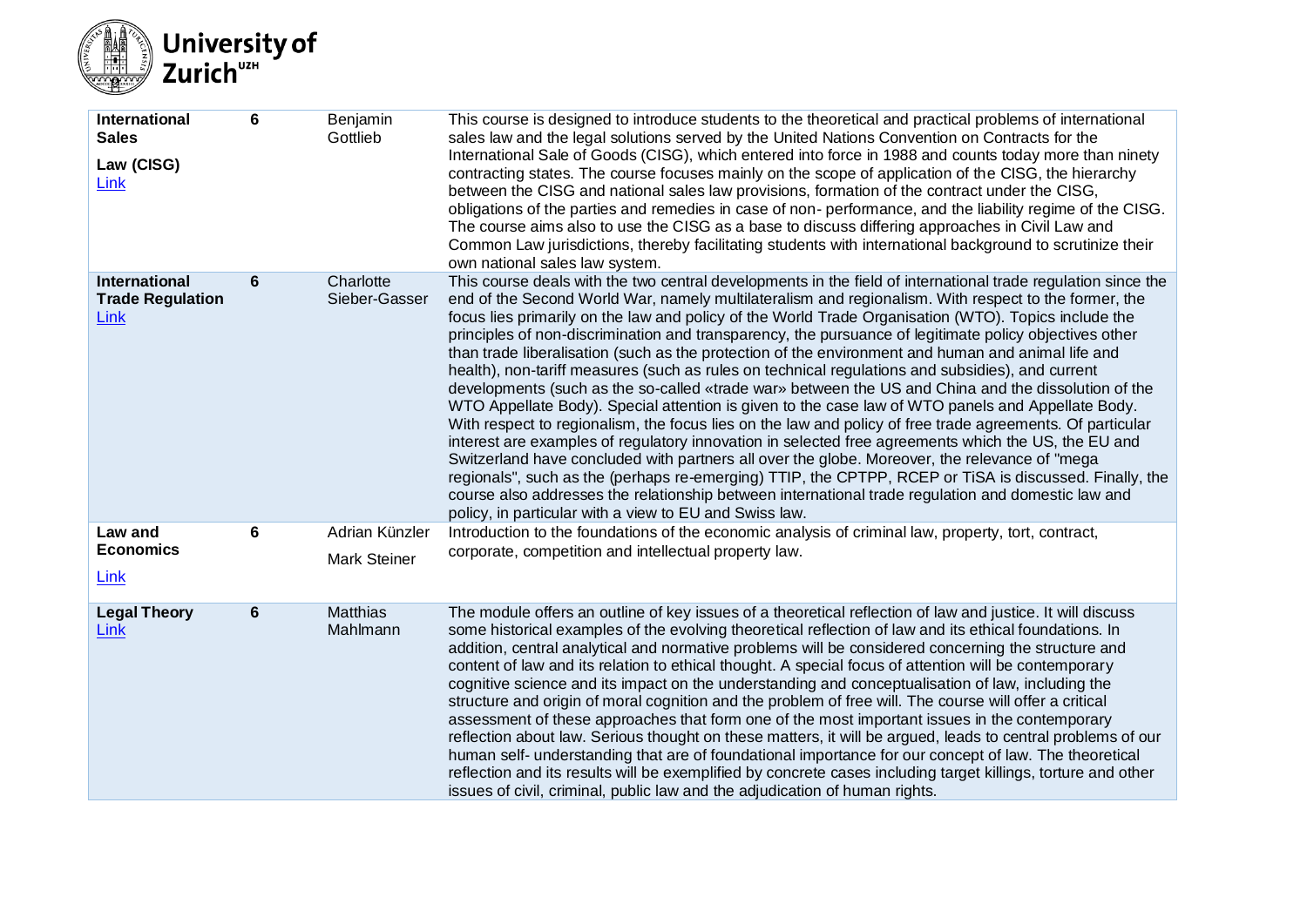| | | | |
|---|---|---|---|
| **International Sales Law (CISG)** Link | **6** | Benjamin Gottlieb | This course is designed to introduce students to the theoretical and practical problems of international sales law and the legal solutions served by the United Nations Convention on Contracts for the International Sale of Goods (CISG), which entered into force in 1988 and counts today more than ninety contracting states. The course focuses mainly on the scope of application of the CISG, the hierarchy between the CISG and national sales law provisions, formation of the contract under the CISG, obligations of the parties and remedies in case of non- performance, and the liability regime of the CISG. The course aims also to use the CISG as a base to discuss differing approaches in Civil Law and Common Law jurisdictions, thereby facilitating students with international background to scrutinize their own national sales law system. |
| **International Trade Regulation** Link | **6** | Charlotte Sieber-Gasser | This course deals with the two central developments in the field of international trade regulation since the end of the Second World War, namely multilateralism and regionalism. With respect to the former, the focus lies primarily on the law and policy of the World Trade Organisation (WTO). Topics include the principles of non-discrimination and transparency, the pursuance of legitimate policy objectives other than trade liberalisation (such as the protection of the environment and human and animal life and health), non-tariff measures (such as rules on technical regulations and subsidies), and current developments (such as the so-called «trade war» between the US and China and the dissolution of the WTO Appellate Body). Special attention is given to the case law of WTO panels and Appellate Body. With respect to regionalism, the focus lies on the law and policy of free trade agreements. Of particular interest are examples of regulatory innovation in selected free agreements which the US, the EU and Switzerland have concluded with partners all over the globe. Moreover, the relevance of "mega regionals", such as the (perhaps re-emerging) TTIP, the CPTPP, RCEP or TiSA is discussed. Finally, the course also addresses the relationship between international trade regulation and domestic law and policy, in particular with a view to EU and Swiss law. |
| **Law and Economics** Link | **6** | Adrian Künzler<br>Mark Steiner | Introduction to the foundations of the economic analysis of criminal law, property, tort, contract, corporate, competition and intellectual property law. |
| **Legal Theory** Link | **6** | Matthias Mahlmann | The module offers an outline of key issues of a theoretical reflection of law and justice. It will discuss some historical examples of the evolving theoretical reflection of law and its ethical foundations. In addition, central analytical and normative problems will be considered concerning the structure and content of law and its relation to ethical thought. A special focus of attention will be contemporary cognitive science and its impact on the understanding and conceptualisation of law, including the structure and origin of moral cognition and the problem of free will. The course will offer a critical assessment of these approaches that form one of the most important issues in the contemporary reflection about law. Serious thought on these matters, it will be argued, leads to central problems of our human self- understanding that are of foundational importance for our concept of law. The theoretical reflection and its results will be exemplified by concrete cases including target killings, torture and other issues of civil, criminal, public law and the adjudication of human rights. |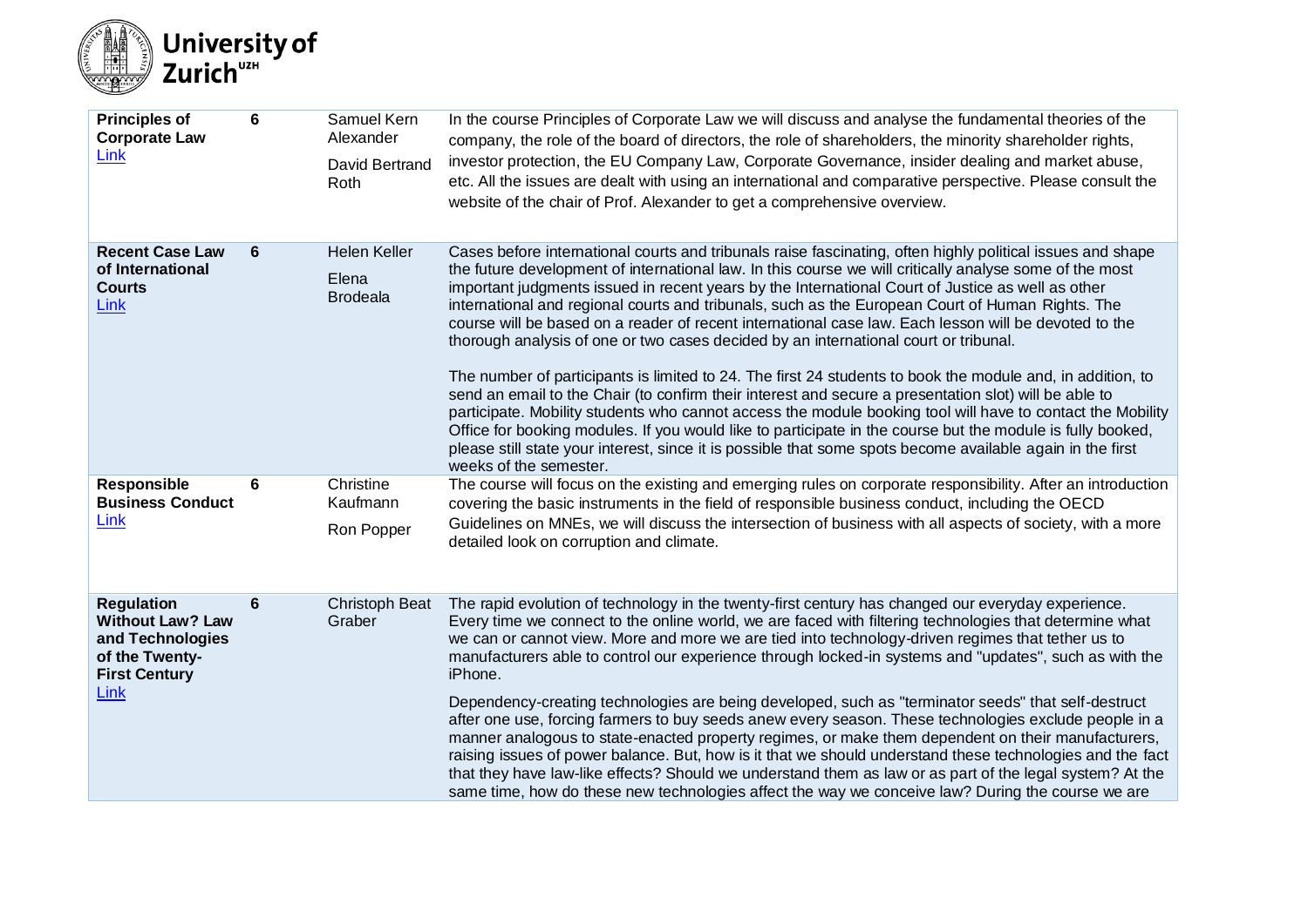| | | | |
|---|---|---|---|
| **Principles of Corporate Law** [Link] | **6** | Samuel Kern Alexander<br><br>David Bertrand Roth | In the course Principles of Corporate Law we will discuss and analyse the fundamental theories of the company, the role of the board of directors, the role of shareholders, the minority shareholder rights, investor protection, the EU Company Law, Corporate Governance, insider dealing and market abuse, etc. All the issues are dealt with using an international and comparative perspective. Please consult the website of the chair of Prof. Alexander to get a comprehensive overview. |
| **Recent Case Law of International Courts** [Link] | **6** | Helen Keller<br><br>Elena Brodeala | Cases before international courts and tribunals raise fascinating, often highly political issues and shape the future development of international law. In this course we will critically analyse some of the most important judgments issued in recent years by the International Court of Justice as well as other international and regional courts and tribunals, such as the European Court of Human Rights. The course will be based on a reader of recent international case law. Each lesson will be devoted to the thorough analysis of one or two cases decided by an international court or tribunal.<br><br>The number of participants is limited to 24. The first 24 students to book the module and, in addition, to send an email to the Chair (to confirm their interest and secure a presentation slot) will be able to participate. Mobility students who cannot access the module booking tool will have to contact the Mobility Office for booking modules. If you would like to participate in the course but the module is fully booked, please still state your interest, since it is possible that some spots become available again in the first weeks of the semester. |
| **Responsible Business Conduct** [Link] | **6** | Christine Kaufmann<br><br>Ron Popper | The course will focus on the existing and emerging rules on corporate responsibility. After an introduction covering the basic instruments in the field of responsible business conduct, including the OECD Guidelines on MNEs, we will discuss the intersection of business with all aspects of society, with a more detailed look on corruption and climate. |
| **Regulation Without Law? Law and Technologies of the Twenty-First Century** [Link] | **6** | Christoph Beat Graber | The rapid evolution of technology in the twenty-first century has changed our everyday experience. Every time we connect to the online world, we are faced with filtering technologies that determine what we can or cannot view. More and more we are tied into technology-driven regimes that tether us to manufacturers able to control our experience through locked-in systems and "updates", such as with the iPhone.<br><br>Dependency-creating technologies are being developed, such as "terminator seeds" that self-destruct after one use, forcing farmers to buy seeds anew every season. These technologies exclude people in a manner analogous to state-enacted property regimes, or make them dependent on their manufacturers, raising issues of power balance. But, how is it that we should understand these technologies and the fact that they have law-like effects? Should we understand them as law or as part of the legal system? At the same time, how do these new technologies affect the way we conceive law? During the course we are |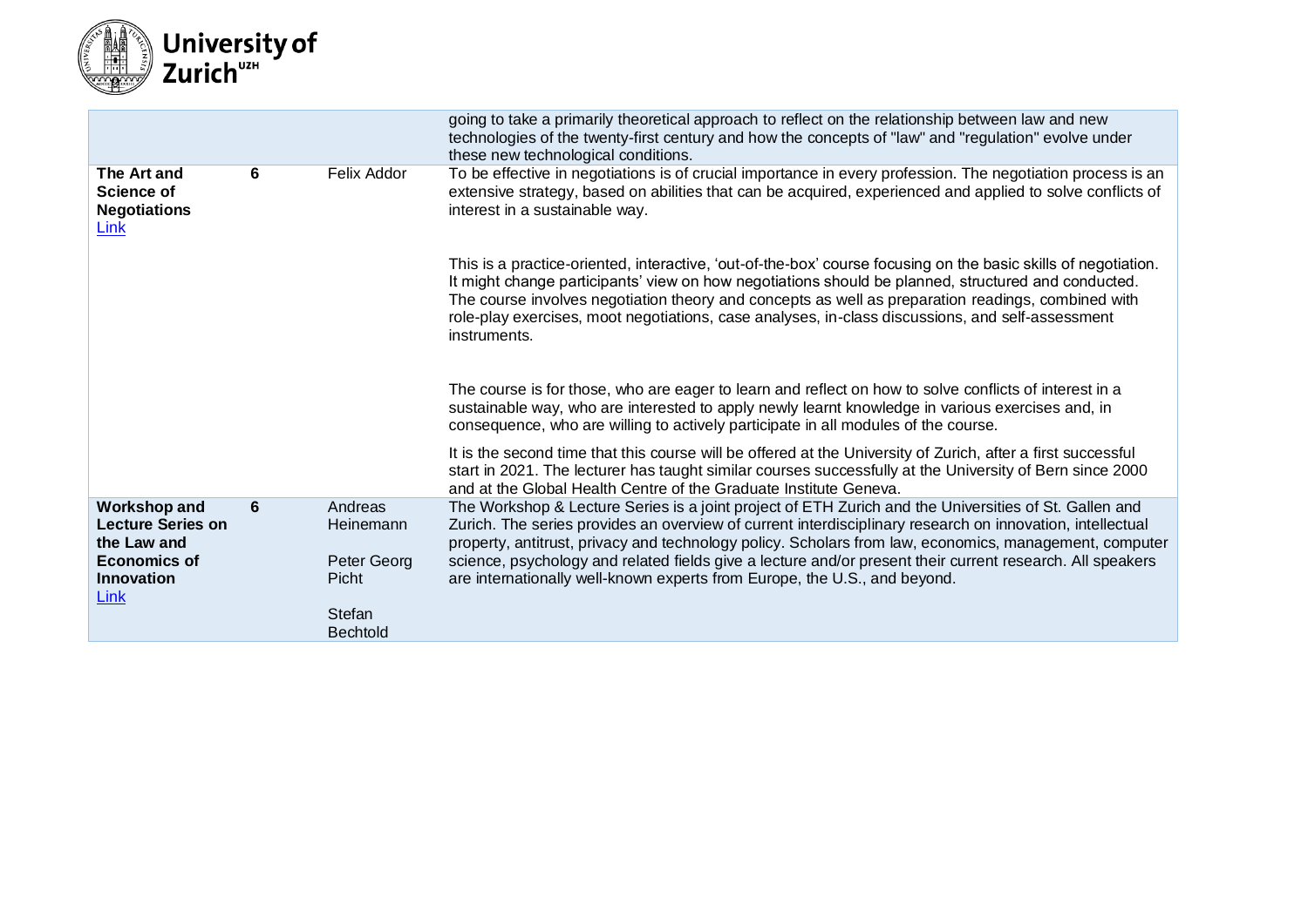| | | | |
|---|---|---|---|
| | | | going to take a primarily theoretical approach to reflect on the relationship between law and new technologies of the twenty-first century and how the concepts of "law" and "regulation" evolve under these new technological conditions. |
| **The Art and Science of Negotiations** [Link] | **6** | Felix Addor | To be effective in negotiations is of crucial importance in every profession. The negotiation process is an extensive strategy, based on abilities that can be acquired, experienced and applied to solve conflicts of interest in a sustainable way.<br><br>This is a practice-oriented, interactive, 'out-of-the-box' course focusing on the basic skills of negotiation. It might change participants' view on how negotiations should be planned, structured and conducted. The course involves negotiation theory and concepts as well as preparation readings, combined with role-play exercises, moot negotiations, case analyses, in-class discussions, and self-assessment instruments.<br><br>The course is for those, who are eager to learn and reflect on how to solve conflicts of interest in a sustainable way, who are interested to apply newly learnt knowledge in various exercises and, in consequence, who are willing to actively participate in all modules of the course.<br><br>It is the second time that this course will be offered at the University of Zurich, after a first successful start in 2021. The lecturer has taught similar courses successfully at the University of Bern since 2000 and at the Global Health Centre of the Graduate Institute Geneva. |
| **Workshop and Lecture Series on the Law and Economics of Innovation** [Link] | **6** | Andreas Heinemann<br><br>Peter Georg Picht<br><br>Stefan Bechtold | The Workshop & Lecture Series is a joint project of ETH Zurich and the Universities of St. Gallen and Zurich. The series provides an overview of current interdisciplinary research on innovation, intellectual property, antitrust, privacy and technology policy. Scholars from law, economics, management, computer science, psychology and related fields give a lecture and/or present their current research. All speakers are internationally well-known experts from Europe, the U.S., and beyond. |